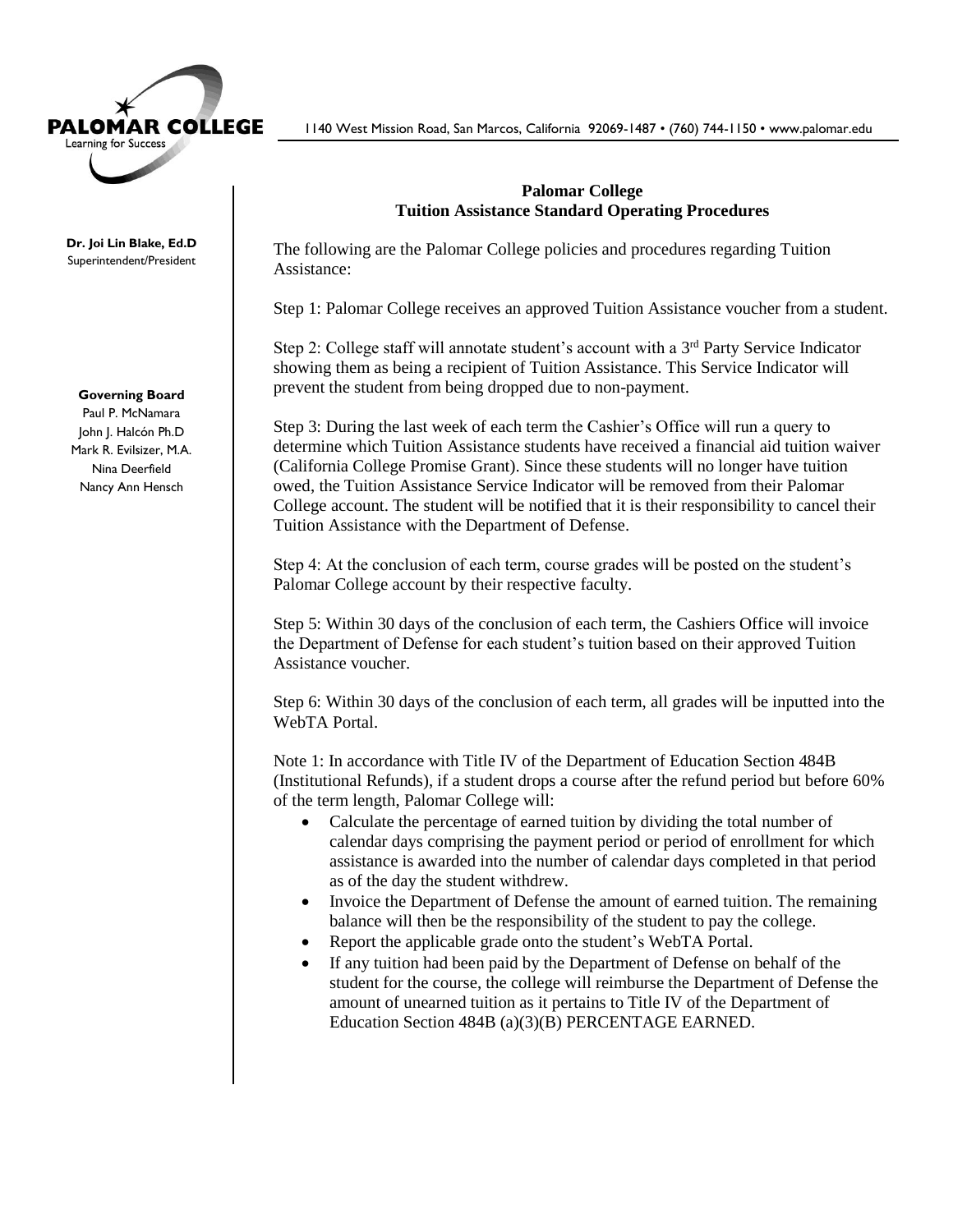PALOMAR COLLEGE
Learning for Success

1140 West Mission Road, San Marcos, California 92069-1487 • (760) 744-1150 • www.palomar.edu

**Dr. Joi Lin Blake, Ed.D**
Superintendent/President

**Governing Board**
Paul P. McNamara
John J. Halcón Ph.D
Mark R. Evilsizer, M.A.
Nina Deerfield
Nancy Ann Hensch

## Palomar College
## Tuition Assistance Standard Operating Procedures

The following are the Palomar College policies and procedures regarding Tuition Assistance:

Step 1: Palomar College receives an approved Tuition Assistance voucher from a student.

Step 2: College staff will annotate student's account with a 3rd Party Service Indicator showing them as being a recipient of Tuition Assistance. This Service Indicator will prevent the student from being dropped due to non-payment.

Step 3: During the last week of each term the Cashier's Office will run a query to determine which Tuition Assistance students have received a financial aid tuition waiver (California College Promise Grant). Since these students will no longer have tuition owed, the Tuition Assistance Service Indicator will be removed from their Palomar College account. The student will be notified that it is their responsibility to cancel their Tuition Assistance with the Department of Defense.

Step 4: At the conclusion of each term, course grades will be posted on the student's Palomar College account by their respective faculty.

Step 5: Within 30 days of the conclusion of each term, the Cashiers Office will invoice the Department of Defense for each student's tuition based on their approved Tuition Assistance voucher.

Step 6: Within 30 days of the conclusion of each term, all grades will be inputted into the WebTA Portal.

Note 1: In accordance with Title IV of the Department of Education Section 484B (Institutional Refunds), if a student drops a course after the refund period but before 60% of the term length, Palomar College will:

- Calculate the percentage of earned tuition by dividing the total number of calendar days comprising the payment period or period of enrollment for which assistance is awarded into the number of calendar days completed in that period as of the day the student withdrew.
- Invoice the Department of Defense the amount of earned tuition. The remaining balance will then be the responsibility of the student to pay the college.
- Report the applicable grade onto the student's WebTA Portal.
- If any tuition had been paid by the Department of Defense on behalf of the student for the course, the college will reimburse the Department of Defense the amount of unearned tuition as it pertains to Title IV of the Department of Education Section 484B (a)(3)(B) PERCENTAGE EARNED.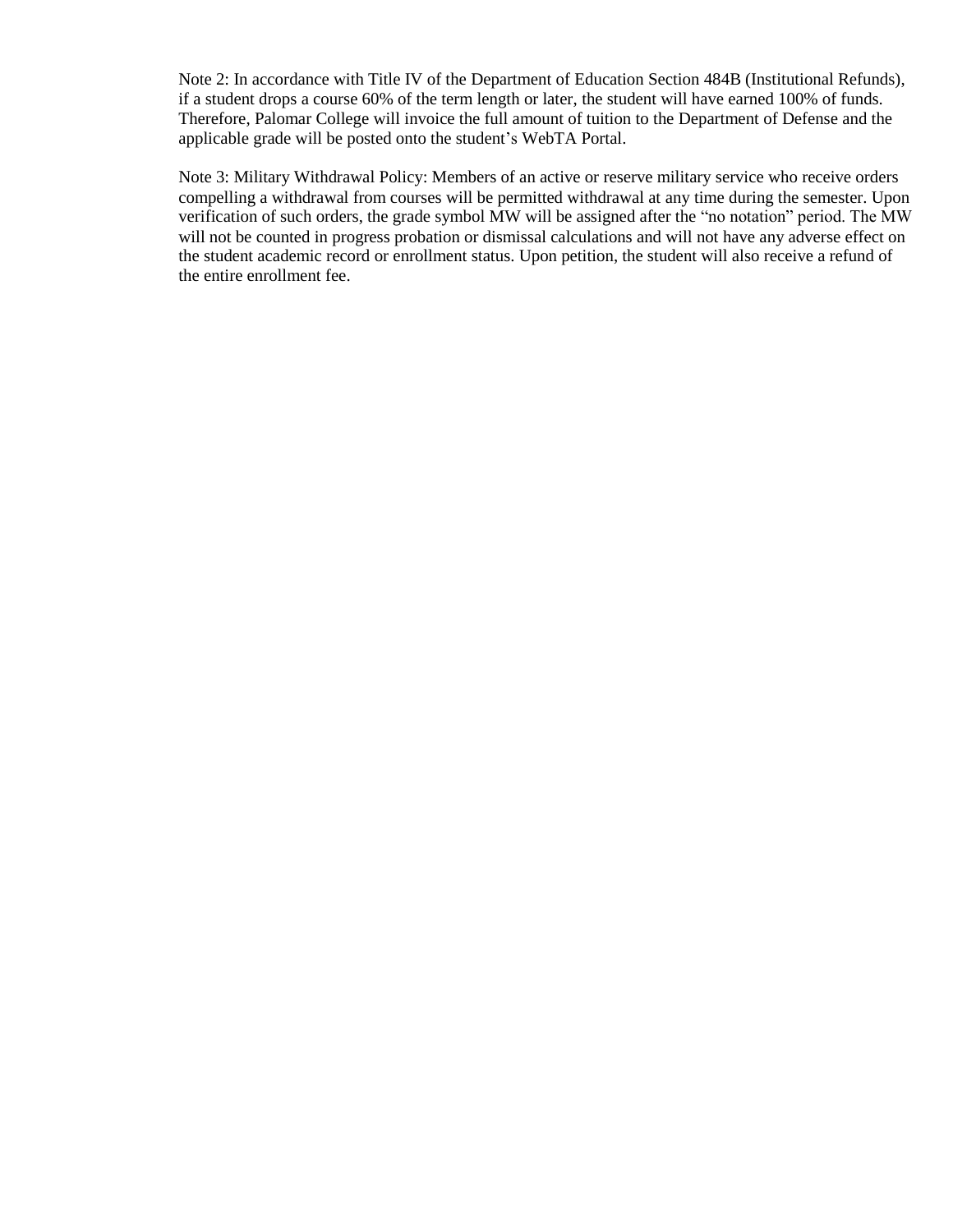Note 2: In accordance with Title IV of the Department of Education Section 484B (Institutional Refunds), if a student drops a course 60% of the term length or later, the student will have earned 100% of funds. Therefore, Palomar College will invoice the full amount of tuition to the Department of Defense and the applicable grade will be posted onto the student’s WebTA Portal.

Note 3: Military Withdrawal Policy: Members of an active or reserve military service who receive orders compelling a withdrawal from courses will be permitted withdrawal at any time during the semester. Upon verification of such orders, the grade symbol MW will be assigned after the “no notation” period. The MW will not be counted in progress probation or dismissal calculations and will not have any adverse effect on the student academic record or enrollment status. Upon petition, the student will also receive a refund of the entire enrollment fee.